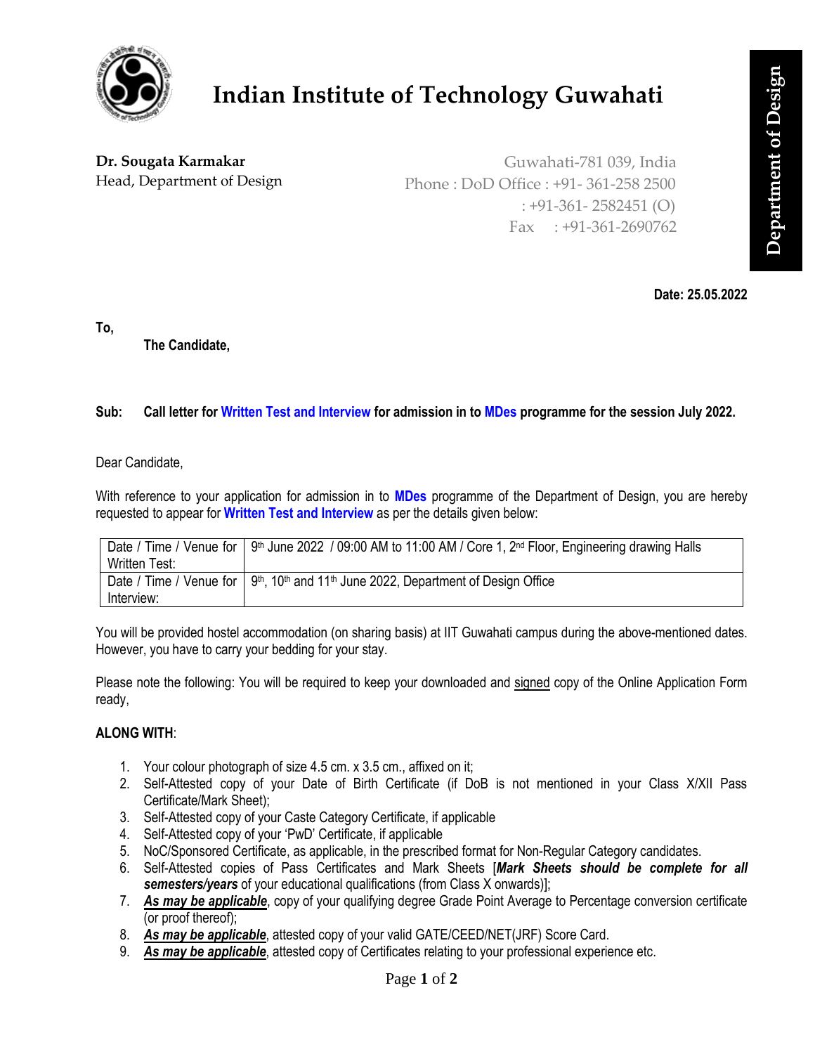# Indian Institute of Technology Guwahati

Department of Design

**Dr. Sougata Karmakar**
Head, Department of Design

Guwahati-781 039, India
Phone : DoD Office : +91- 361-258 2500
: +91-361- 2582451 (O)
Fax : +91-361-2690762

**Date: 25.05.2022**

**To,**

**The Candidate,**

**Sub: Call letter for Written Test and Interview for admission in to MDes programme for the session July 2022.**

Dear Candidate,

With reference to your application for admission in to **MDes** programme of the Department of Design, you are hereby requested to appear for **Written Test and Interview** as per the details given below:

| Date / Time / Venue for Written Test: | 9th June 2022 / 09:00 AM to 11:00 AM / Core 1, 2nd Floor, Engineering drawing Halls |
|---|---|
| Date / Time / Venue for Interview: | 9th, 10th and 11th June 2022, Department of Design Office |

You will be provided hostel accommodation (on sharing basis) at IIT Guwahati campus during the above-mentioned dates. However, you have to carry your bedding for your stay.

Please note the following: You will be required to keep your downloaded and signed copy of the Online Application Form ready,

**ALONG WITH**:

1. Your colour photograph of size 4.5 cm. x 3.5 cm., affixed on it;
2. Self-Attested copy of your Date of Birth Certificate (if DoB is not mentioned in your Class X/XII Pass Certificate/Mark Sheet);
3. Self-Attested copy of your Caste Category Certificate, if applicable
4. Self-Attested copy of your 'PwD' Certificate, if applicable
5. NoC/Sponsored Certificate, as applicable, in the prescribed format for Non-Regular Category candidates.
6. Self-Attested copies of Pass Certificates and Mark Sheets [***Mark Sheets should be complete for all semesters/years*** of your educational qualifications (from Class X onwards)];
7. ***As may be applicable***, copy of your qualifying degree Grade Point Average to Percentage conversion certificate (or proof thereof);
8. ***As may be applicable***, attested copy of your valid GATE/CEED/NET(JRF) Score Card.
9. ***As may be applicable***, attested copy of Certificates relating to your professional experience etc.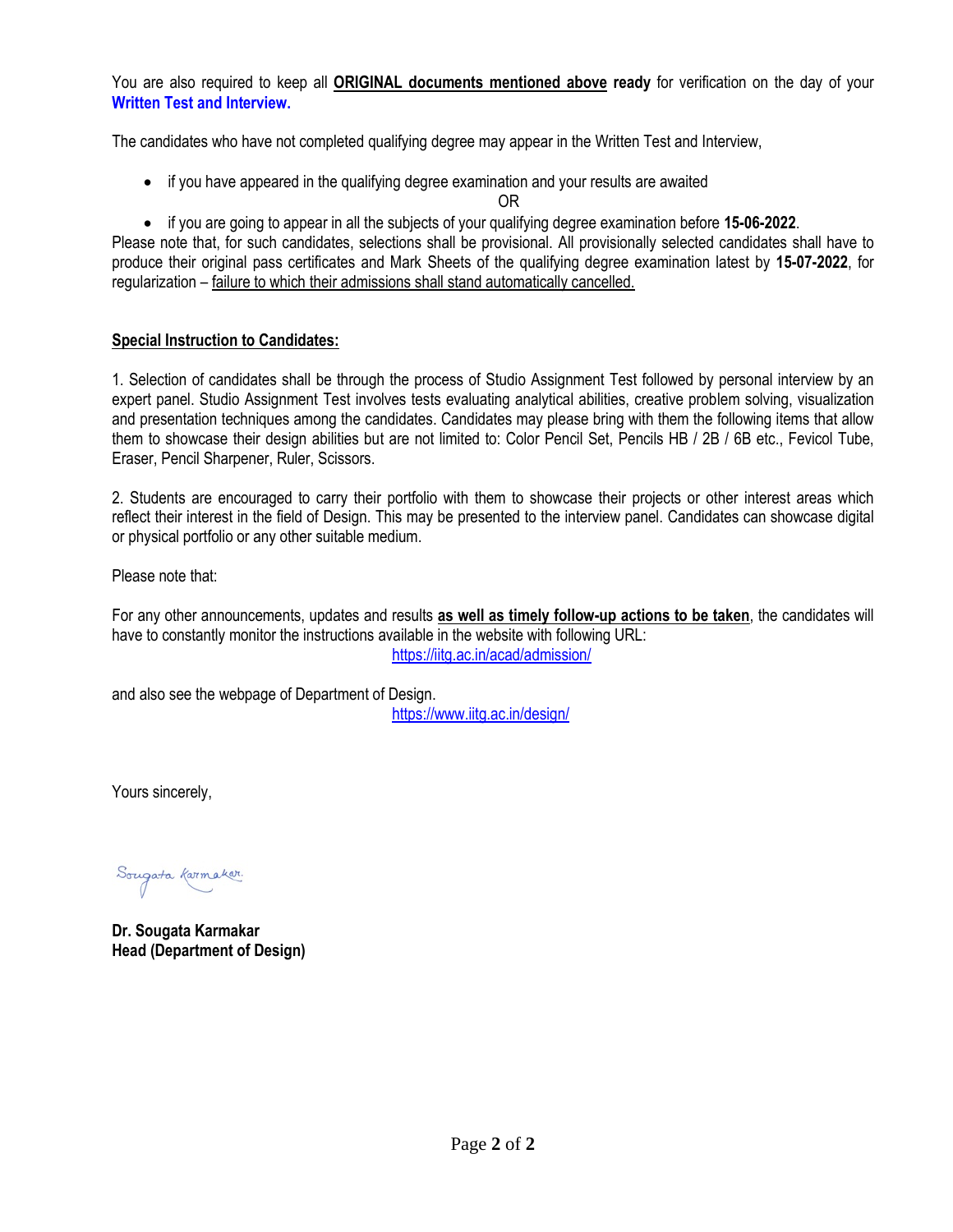You are also required to keep all **ORIGINAL documents mentioned above ready** for verification on the day of your **Written Test and Interview.**

The candidates who have not completed qualifying degree may appear in the Written Test and Interview,

- if you have appeared in the qualifying degree examination and your results are awaited

  OR

- if you are going to appear in all the subjects of your qualifying degree examination before **15-06-2022**.

Please note that, for such candidates, selections shall be provisional. All provisionally selected candidates shall have to produce their original pass certificates and Mark Sheets of the qualifying degree examination latest by **15-07-2022**, for regularization – failure to which their admissions shall stand automatically cancelled.

**Special Instruction to Candidates:**

1. Selection of candidates shall be through the process of Studio Assignment Test followed by personal interview by an expert panel. Studio Assignment Test involves tests evaluating analytical abilities, creative problem solving, visualization and presentation techniques among the candidates. Candidates may please bring with them the following items that allow them to showcase their design abilities but are not limited to: Color Pencil Set, Pencils HB / 2B / 6B etc., Fevicol Tube, Eraser, Pencil Sharpener, Ruler, Scissors.

2. Students are encouraged to carry their portfolio with them to showcase their projects or other interest areas which reflect their interest in the field of Design. This may be presented to the interview panel. Candidates can showcase digital or physical portfolio or any other suitable medium.

Please note that:

For any other announcements, updates and results **as well as timely follow-up actions to be taken**, the candidates will have to constantly monitor the instructions available in the website with following URL:

https://iitg.ac.in/acad/admission/

and also see the webpage of Department of Design.

https://www.iitg.ac.in/design/

Yours sincerely,

Sougata Karmakar

**Dr. Sougata Karmakar**
**Head (Department of Design)**